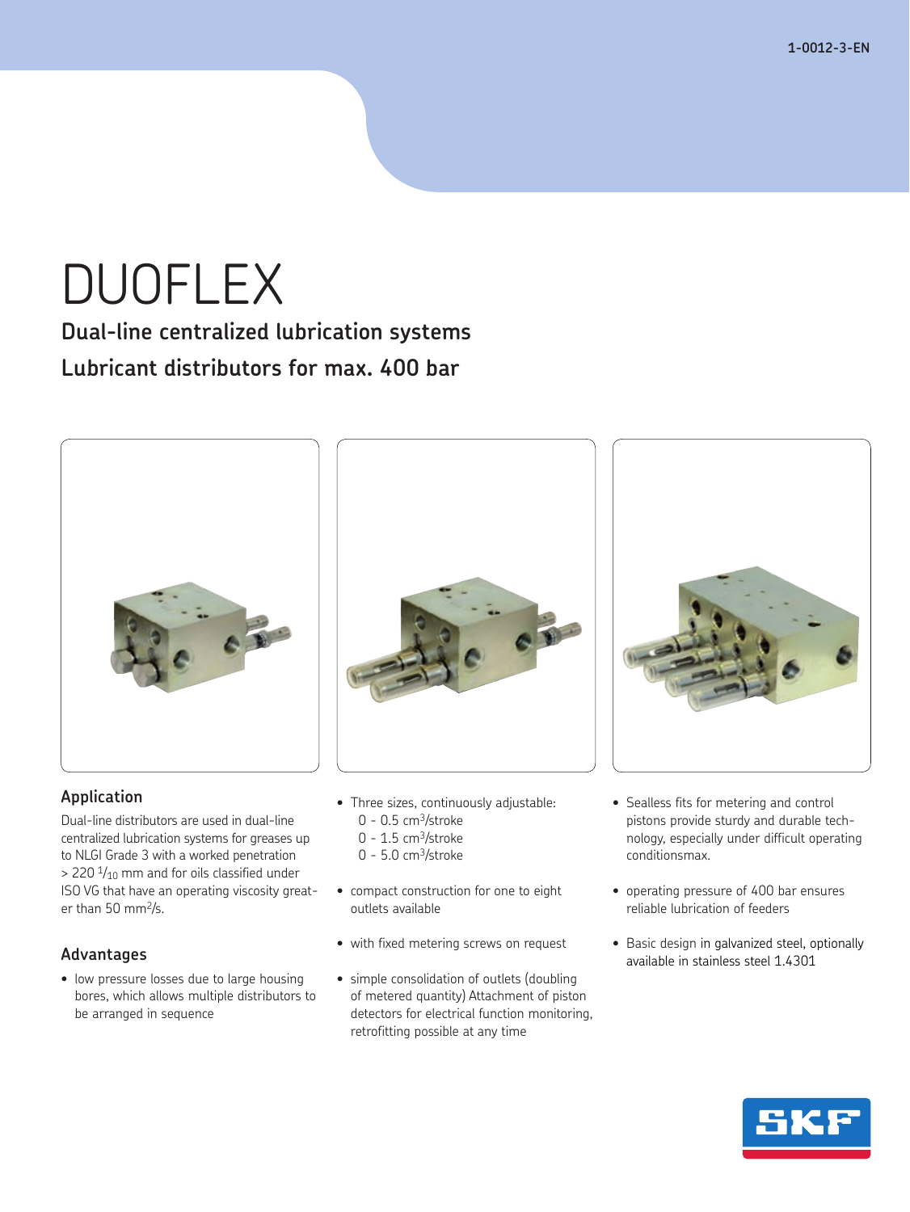1-0012-3-EN

# DUOFLEX

## Dual-line centralized lubrication systems
## Lubricant distributors for max. 400 bar

### Application

Dual-line distributors are used in dual-line centralized lubrication systems for greases up to NLGI Grade 3 with a worked penetration > 220 $^{1}/_{10}$ mm and for oils classified under ISO VG that have an operating viscosity greater than 50 $mm^2/s$.

### Advantages

- low pressure losses due to large housing bores, which allows multiple distributors to be arranged in sequence
- Three sizes, continuously adjustable:
  0 - 0.5 $cm^3$/stroke
  0 - 1.5 $cm^3$/stroke
  0 - 5.0 $cm^3$/stroke
- compact construction for one to eight outlets available
- with fixed metering screws on request
- simple consolidation of outlets (doubling of metered quantity) Attachment of piston detectors for electrical function monitoring, retrofitting possible at any time
- Sealless fits for metering and control pistons provide sturdy and durable technology, especially under difficult operating conditionsmax.
- operating pressure of 400 bar ensures reliable lubrication of feeders
- Basic design in galvanized steel, optionally available in stainless steel 1.4301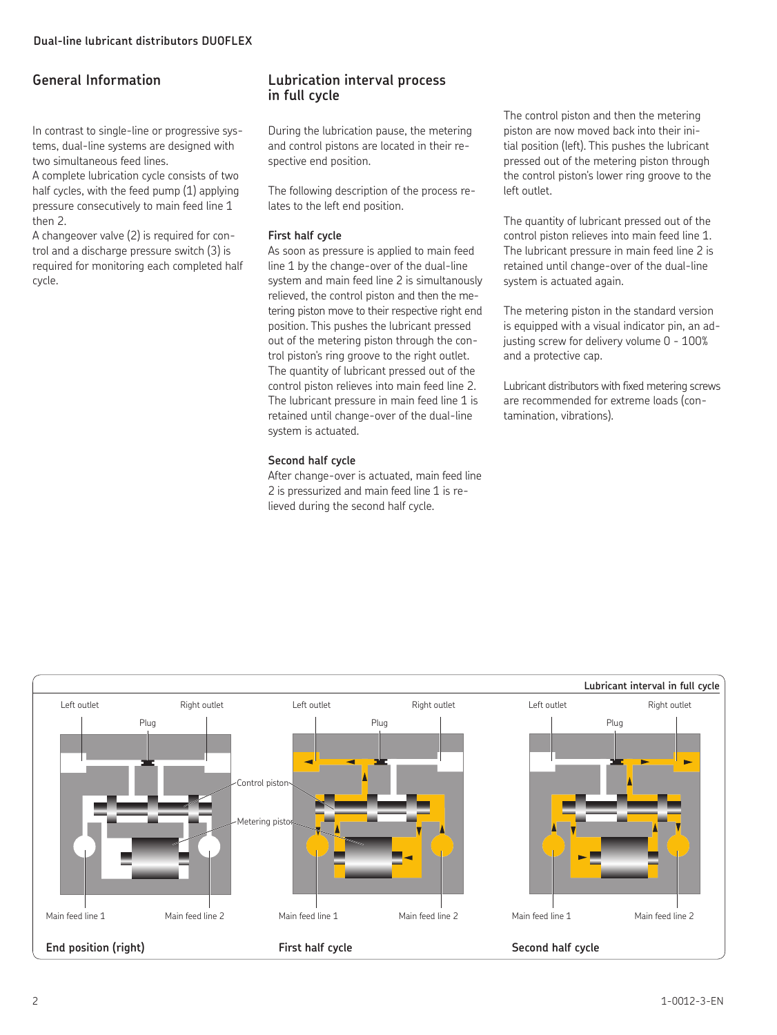## General Information

In contrast to single-line or progressive systems, dual-line systems are designed with two simultaneous feed lines.
A complete lubrication cycle consists of two half cycles, with the feed pump (1) applying pressure consecutively to main feed line 1 then 2.
A changeover valve (2) is required for control and a discharge pressure switch (3) is required for monitoring each completed half cycle.

## Lubrication interval process in full cycle

During the lubrication pause, the metering and control pistons are located in their respective end position.

The following description of the process relates to the left end position.

**First half cycle**
As soon as pressure is applied to main feed line 1 by the change-over of the dual-line system and main feed line 2 is simultanously relieved, the control piston and then the metering piston move to their respective right end position. This pushes the lubricant pressed out of the metering piston through the control piston's ring groove to the right outlet. The quantity of lubricant pressed out of the control piston relieves into main feed line 2. The lubricant pressure in main feed line 1 is retained until change-over of the dual-line system is actuated.

**Second half cycle**
After change-over is actuated, main feed line 2 is pressurized and main feed line 1 is relieved during the second half cycle.

The control piston and then the metering piston are now moved back into their initial position (left). This pushes the lubricant pressed out of the metering piston through the control piston's lower ring groove to the left outlet.

The quantity of lubricant pressed out of the control piston relieves into main feed line 1. The lubricant pressure in main feed line 2 is retained until change-over of the dual-line system is actuated again.

The metering piston in the standard version is equipped with a visual indicator pin, an adjusting screw for delivery volume 0 - 100% and a protective cap.

Lubricant distributors with fixed metering screws are recommended for extreme loads (contamination, vibrations).

**Lubricant interval in full cycle**

Left outlet, Right outlet, Plug, Control piston, Metering piston, Main feed line 1, Main feed line 2

End position (right) | First half cycle | Second half cycle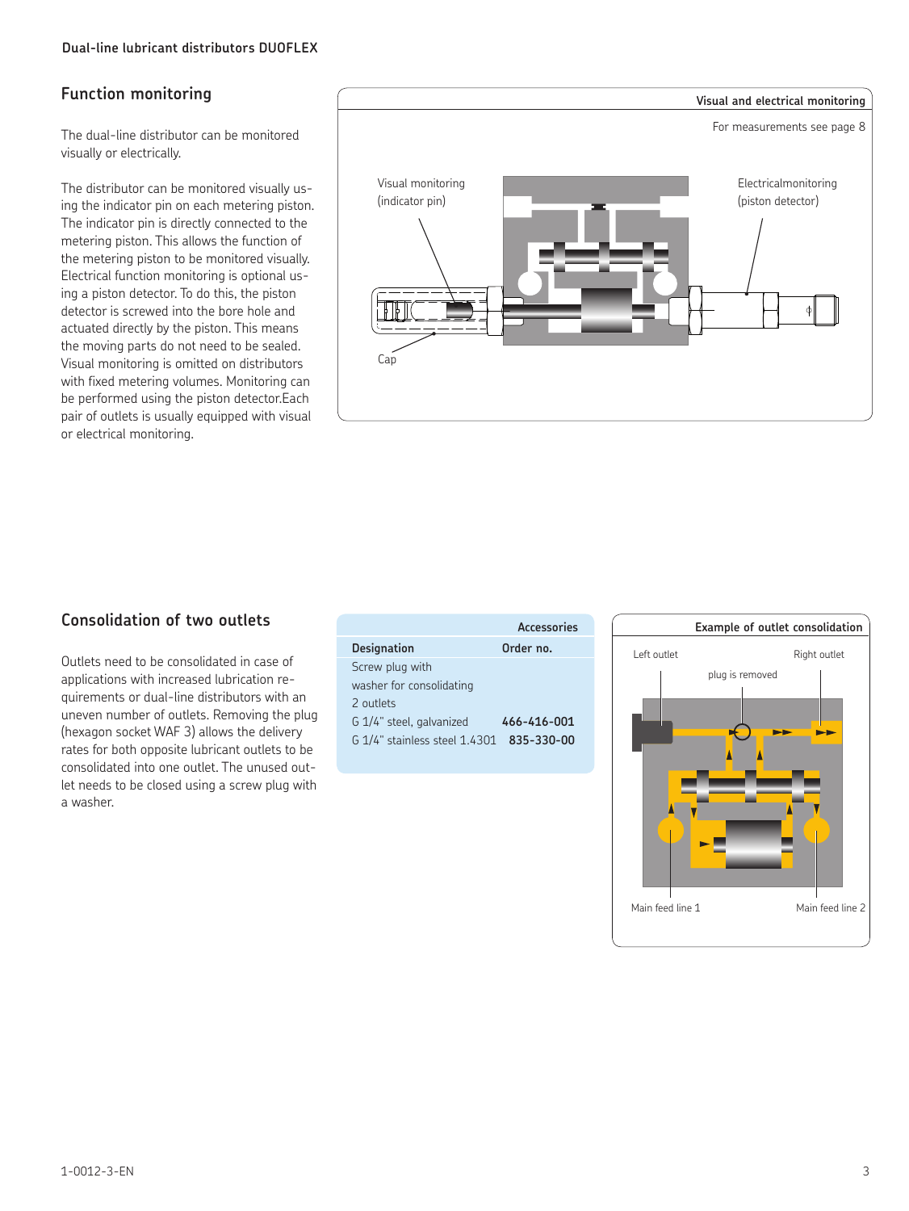## Function monitoring

The dual-line distributor can be monitored visually or electrically.

The distributor can be monitored visually using the indicator pin on each metering piston. The indicator pin is directly connected to the metering piston. This allows the function of the metering piston to be monitored visually. Electrical function monitoring is optional using a piston detector. To do this, the piston detector is screwed into the bore hole and actuated directly by the piston. This means the moving parts do not need to be sealed. Visual monitoring is omitted on distributors with fixed metering volumes. Monitoring can be performed using the piston detector.Each pair of outlets is usually equipped with visual or electrical monitoring.

**Visual and electrical monitoring**

For measurements see page 8

Visual monitoring (indicator pin)

Electricalmonitoring (piston detector)

Cap

## Consolidation of two outlets

Outlets need to be consolidated in case of applications with increased lubrication requirements or dual-line distributors with an uneven number of outlets. Removing the plug (hexagon socket WAF 3) allows the delivery rates for both opposite lubricant outlets to be consolidated into one outlet. The unused outlet needs to be closed using a screw plug with a washer.

**Accessories**

| Designation | Order no. |
|---|---|
| Screw plug with washer for consolidating 2 outlets | |
| G 1/4" steel, galvanized | **466-416-001** |
| G 1/4" stainless steel 1.4301 | **835-330-00** |

**Example of outlet consolidation**

Left outlet

Right outlet

plug is removed

Main feed line 1

Main feed line 2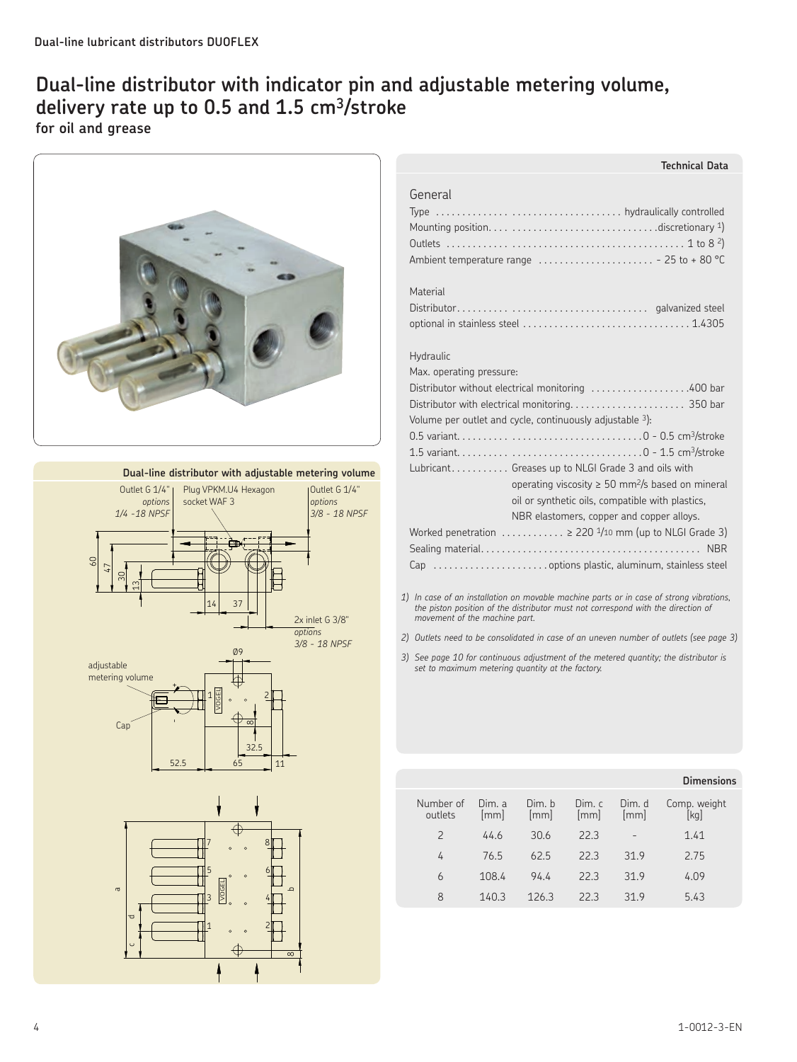Dual-line lubricant distributors DUOFLEX

# Dual-line distributor with indicator pin and adjustable metering volume, delivery rate up to 0.5 and 1.5 cm³/stroke

**for oil and grease**

**Dual-line distributor with adjustable metering volume**

Outlet G 1/4" *options 1/4 -18 NPSF* · Plug VPKM.U4 Hexagon socket WAF 3 · Outlet G 1/4" *options 3/8 - 18 NPSF* · 2x inlet G 3/8" *options 3/8 - 18 NPSF* · adjustable metering volume · Cap

## Technical Data

### General

Type . . . . . . . . . . hydraulically controlled
Mounting position. . . . . . . . . . discretionary [1])
Outlets . . . . . . . . . . 1 to 8 [2])
Ambient temperature range . . . . . . . . . . – 25 to + 80 °C

### Material

Distributor. . . . . . . . . . galvanized steel
optional in stainless steel . . . . . . . . . . 1.4305

### Hydraulic

Max. operating pressure:
Distributor without electrical monitoring . . . . . . . . . . 400 bar
Distributor with electrical monitoring. . . . . . . . . . 350 bar
Volume per outlet and cycle, continuously adjustable [3]):
0.5 variant. . . . . . . . . . 0 - 0.5 cm³/stroke
1.5 variant. . . . . . . . . . 0 - 1.5 cm³/stroke
Lubricant. . . . . . . . . . Greases up to NLGI Grade 3 and oils with operating viscosity ≥ 50 mm²/s based on mineral oil or synthetic oils, compatible with plastics, NBR elastomers, copper and copper alloys.
Worked penetration . . . . . . . . . . ≥ 220 1/10 mm (up to NLGI Grade 3)
Sealing material. . . . . . . . . . NBR
Cap . . . . . . . . . . options plastic, aluminum, stainless steel

*1) In case of an installation on movable machine parts or in case of strong vibrations, the piston position of the distributor must not correspond with the direction of movement of the machine part.*

*2) Outlets need to be consolidated in case of an uneven number of outlets (see page 3)*

*3) See page 10 for continuous adjustment of the metered quantity; the distributor is set to maximum metering quantity at the factory.*

## Dimensions

| Number of outlets | Dim. a [mm] | Dim. b [mm] | Dim. c [mm] | Dim. d [mm] | Comp. weight [kg] |
|---|---|---|---|---|---|
| 2 | 44.6 | 30.6 | 22.3 | – | 1.41 |
| 4 | 76.5 | 62.5 | 22.3 | 31.9 | 2.75 |
| 6 | 108.4 | 94.4 | 22.3 | 31.9 | 4.09 |
| 8 | 140.3 | 126.3 | 22.3 | 31.9 | 5.43 |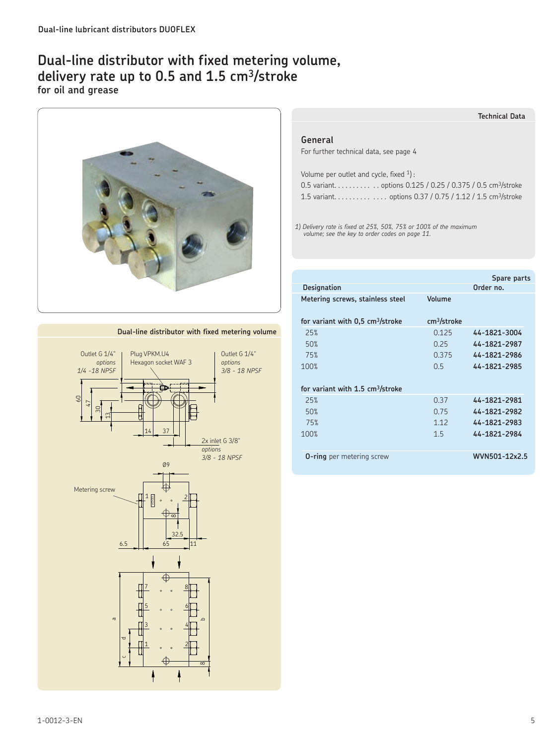# Dual-line distributor with fixed metering volume, delivery rate up to 0.5 and 1.5 cm³/stroke

**for oil and grease**

## Technical Data

### General

For further technical data, see page 4

Volume per outlet and cycle, fixed [1]:

0.5 variant. . . . . . . . . . . . options 0.125 / 0.25 / 0.375 / 0.5 cm³/stroke

1.5 variant. . . . . . . . . . . . . . options 0.37 / 0.75 / 1.12 / 1.5 cm³/stroke

*1) Delivery rate is fixed at 25%, 50%, 75% or 100% of the maximum volume; see the key to order codes on page 11.*

### Dual-line distributor with fixed metering volume

Outlet G 1/4" *options 1/4 -18 NPSF*

Plug VPKM.U4 Hexagon socket WAF 3

Outlet G 1/4" *options 3/8 - 18 NPSF*

2x inlet G 3/8" *options 3/8 - 18 NPSF*

Metering screw

Dimensions: 60, 47, 30, 13, 14, 37, Ø9, 8, 32.5, 6.5, 65, 11, a, b, c, d

### Spare parts

| Designation | Volume | Order no. |
|---|---|---|
| **Metering screws, stainless steel** | | |
| **for variant with 0,5 cm³/stroke** | **cm³/stroke** | |
| 25% | 0.125 | **44-1821-3004** |
| 50% | 0.25 | **44-1821-2987** |
| 75% | 0.375 | **44-1821-2986** |
| 100% | 0.5 | **44-1821-2985** |
| **for variant with 1.5 cm³/stroke** | | |
| 25% | 0.37 | **44-1821-2981** |
| 50% | 0.75 | **44-1821-2982** |
| 75% | 1.12 | **44-1821-2983** |
| 100% | 1.5 | **44-1821-2984** |
| **O-ring** per metering screw | | **WVN501-12x2.5** |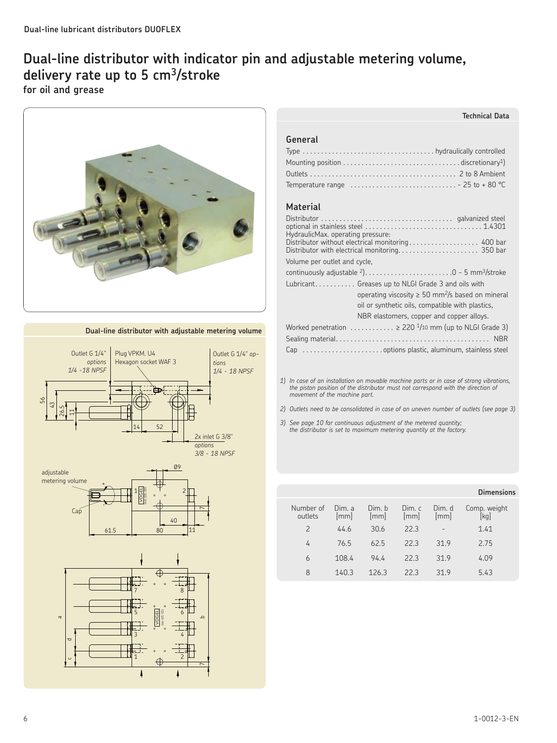Dual-line lubricant distributors DUOFLEX

# Dual-line distributor with indicator pin and adjustable metering volume, delivery rate up to 5 cm$^3$/stroke

**for oil and grease**

**Dual-line distributor with adjustable metering volume**

Outlet G 1/4" *options 1/4 -18 NPSF*

Plug VPKM. U4 Hexagon socket WAF 3

Outlet G 1/4" *options 1/4 - 18 NPSF*

2x inlet G 3/8" *options 3/8 - 18 NPSF*

adjustable metering volume

Cap

**Technical Data**

## General

Type ................................... hydraulically controlled

Mounting position ............................... discretionary[1])

Outlets ........................................ 2 to 8 Ambient

Temperature range ............................. – 25 to + 80 °C

## Material

Distributor .................................... galvanized steel

optional in stainless steel ................................ 1.4301

HydraulicMax. operating pressure:

Distributor without electrical monitoring.................. 400 bar

Distributor with electrical monitoring...................... 350 bar

Volume per outlet and cycle,

continuously adjustable [2]).........................0 - 5 mm$^3$/stroke

Lubricant........... Greases up to NLGI Grade 3 and oils with operating viscosity ≥ 50 mm$^2$/s based on mineral oil or synthetic oils, compatible with plastics, NBR elastomers, copper and copper alloys.

Worked penetration ............ ≥ 220 $^1/_{10}$ mm (up to NLGI Grade 3)

Sealing material.......................................... NBR

Cap ...................... options plastic, aluminum, stainless steel

*1) In case of an installation on movable machine parts or in case of strong vibrations, the piston position of the distributor must not correspond with the direction of movement of the machine part.*

*2) Outlets need to be consolidated in case of an uneven number of outlets (see page 3)*

*3) See page 10 for continuous adjustment of the metered quantity; the distributor is set to maximum metering quantity at the factory.*

**Dimensions**

| Number of outlets | Dim. a [mm] | Dim. b [mm] | Dim. c [mm] | Dim. d [mm] | Comp. weight [kg] |
|---|---|---|---|---|---|
| 2 | 44.6 | 30.6 | 22.3 | – | 1.41 |
| 4 | 76.5 | 62.5 | 22.3 | 31.9 | 2.75 |
| 6 | 108.4 | 94.4 | 22.3 | 31.9 | 4.09 |
| 8 | 140.3 | 126.3 | 22.3 | 31.9 | 5.43 |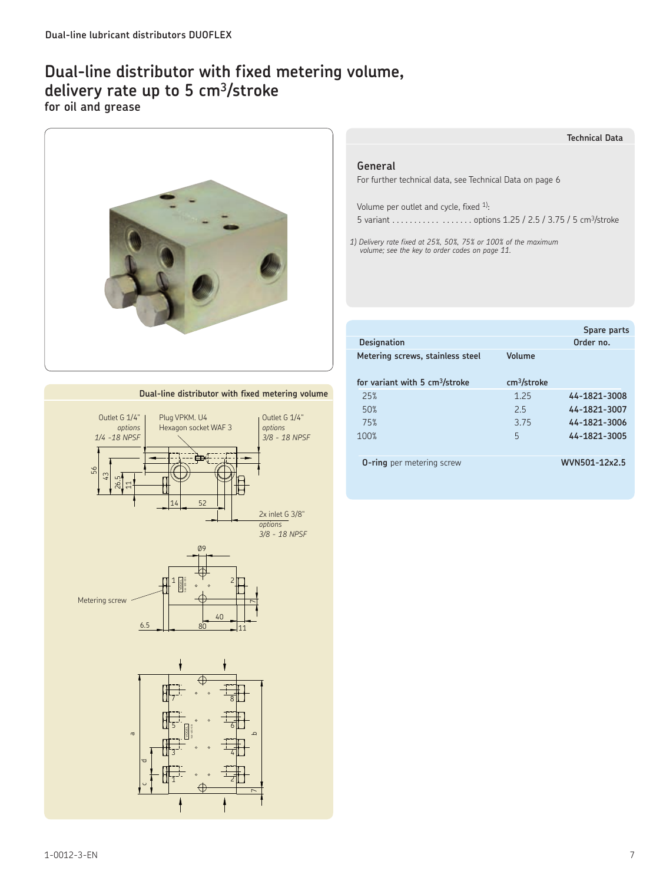Dual-line lubricant distributors DUOFLEX

# Dual-line distributor with fixed metering volume, delivery rate up to 5 cm³/stroke

**for oil and grease**

**Technical Data**

## General

For further technical data, see Technical Data on page 6

Volume per outlet and cycle, fixed [1]:

5 variant . . . . . . . . . . . . . . . . . . options 1.25 / 2.5 / 3.75 / 5 cm³/stroke

*1) Delivery rate fixed at 25%, 50%, 75% or 100% of the maximum volume; see the key to order codes on page 11.*

**Spare parts**

| Designation | Volume | Order no. |
|---|---|---|
| **Metering screws, stainless steel** | | |
| **for variant with 5 cm³/stroke** | **cm³/stroke** | |
| 25% | 1.25 | **44-1821-3008** |
| 50% | 2.5 | **44-1821-3007** |
| 75% | 3.75 | **44-1821-3006** |
| 100% | 5 | **44-1821-3005** |
| **O-ring** per metering screw | | **WVN501-12x2.5** |

**Dual-line distributor with fixed metering volume**

Outlet G 1/4" *options 1/4 -18 NPSF*

Plug VPKM. U4 Hexagon socket WAF 3

Outlet G 1/4" *options 3/8 - 18 NPSF*

2x inlet G 3/8" *options 3/8 - 18 NPSF*

Metering screw

56, 43, 26.5, 11, 14, 52, Ø9, 1, 2, 7, 40, 6.5, 80, 11

a, b, c, d, 1, 2, 3, 4, 5, 6, 7, 8, 7

1-0012-3-EN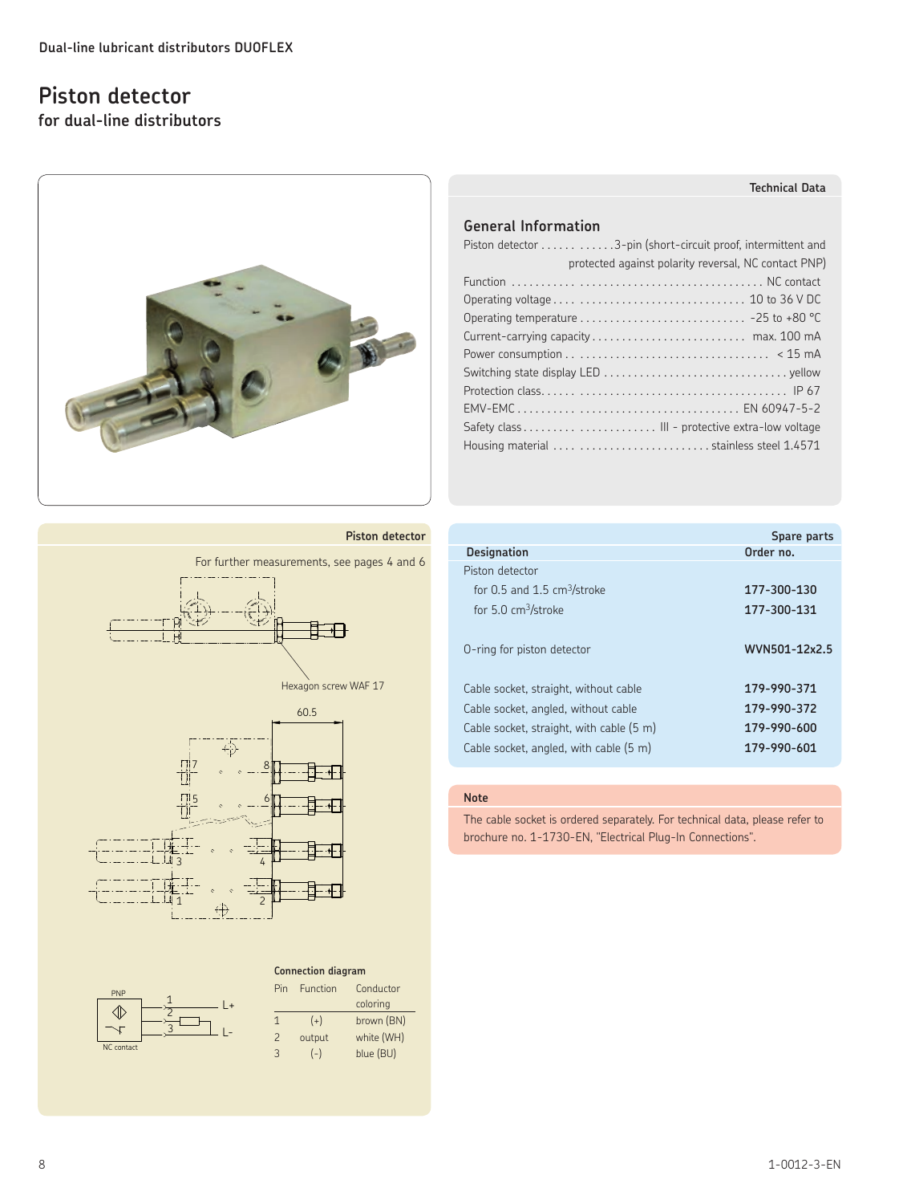Dual-line lubricant distributors DUOFLEX

# Piston detector

## for dual-line distributors

### Technical Data

#### General Information

| | |
|---|---|
| Piston detector | 3-pin (short-circuit proof, intermittent and protected against polarity reversal, NC contact PNP) |
| Function | NC contact |
| Operating voltage | 10 to 36 V DC |
| Operating temperature | -25 to +80 °C |
| Current-carrying capacity | max. 100 mA |
| Power consumption | < 15 mA |
| Switching state display LED | yellow |
| Protection class | IP 67 |
| EMV-EMC | EN 60947-5-2 |
| Safety class | III - protective extra-low voltage |
| Housing material | stainless steel 1.4571 |

### Piston detector

For further measurements, see pages 4 and 6

Hexagon screw WAF 17

60.5

#### Connection diagram

PNP

NC contact

| Pin | Function | Conductor coloring |
|---|---|---|
| 1 | (+) | brown (BN) |
| 2 | output | white (WH) |
| 3 | (-) | blue (BU) |

### Spare parts

| Designation | Order no. |
|---|---|
| Piston detector | |
| for 0.5 and 1.5 $cm^3$/stroke | **177-300-130** |
| for 5.0 $cm^3$/stroke | **177-300-131** |
| O-ring for piston detector | **WVN501-12x2.5** |
| Cable socket, straight, without cable | **179-990-371** |
| Cable socket, angled, without cable | **179-990-372** |
| Cable socket, straight, with cable (5 m) | **179-990-600** |
| Cable socket, angled, with cable (5 m) | **179-990-601** |

### Note

The cable socket is ordered separately. For technical data, please refer to brochure no. 1-1730-EN, "Electrical Plug-In Connections".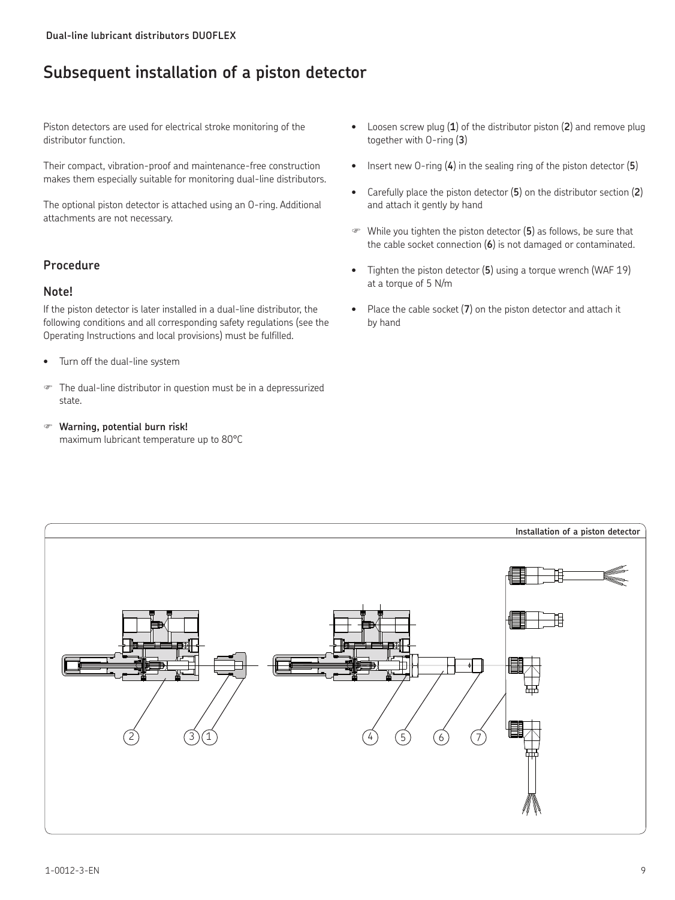# Subsequent installation of a piston detector

Piston detectors are used for electrical stroke monitoring of the distributor function.

Their compact, vibration-proof and maintenance-free construction makes them especially suitable for monitoring dual-line distributors.

The optional piston detector is attached using an O-ring. Additional attachments are not necessary.

## Procedure

### Note!

If the piston detector is later installed in a dual-line distributor, the following conditions and all corresponding safety regulations (see the Operating Instructions and local provisions) must be fulfilled.

- Turn off the dual-line system

☞ The dual-line distributor in question must be in a depressurized state.

☞ **Warning, potential burn risk!**
maximum lubricant temperature up to 80°C

- Loosen screw plug (**1**) of the distributor piston (**2**) and remove plug together with O-ring (**3**)
- Insert new O-ring (**4**) in the sealing ring of the piston detector (**5**)
- Carefully place the piston detector (**5**) on the distributor section (**2**) and attach it gently by hand

☞ While you tighten the piston detector (**5**) as follows, be sure that the cable socket connection (**6**) is not damaged or contaminated.

- Tighten the piston detector (**5**) using a torque wrench (WAF 19) at a torque of 5 N/m
- Place the cable socket (**7**) on the piston detector and attach it by hand

**Installation of a piston detector**

2 3 1 4 5 6 7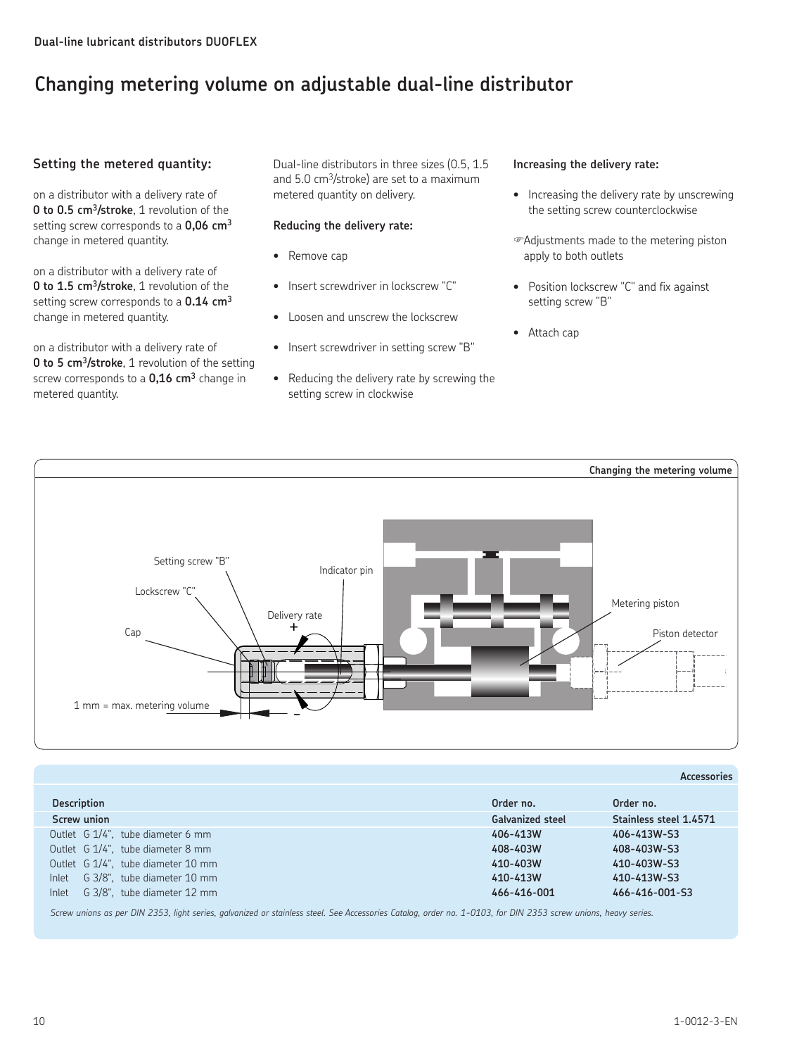# Changing metering volume on adjustable dual-line distributor

### Setting the metered quantity:

on a distributor with a delivery rate of **0 to 0.5 $cm^3$/stroke**, 1 revolution of the setting screw corresponds to a **0,06 $cm^3$** change in metered quantity.

on a distributor with a delivery rate of **0 to 1.5 $cm^3$/stroke**, 1 revolution of the setting screw corresponds to a **0.14 $cm^3$** change in metered quantity.

on a distributor with a delivery rate of **0 to 5 $cm^3$/stroke**, 1 revolution of the setting screw corresponds to a **0,16 $cm^3$** change in metered quantity.

Dual-line distributors in three sizes (0.5, 1.5 and 5.0 $cm^3$/stroke) are set to a maximum metered quantity on delivery.

**Reducing the delivery rate:**

- Remove cap
- Insert screwdriver in lockscrew "C"
- Loosen and unscrew the lockscrew
- Insert screwdriver in setting screw "B"
- Reducing the delivery rate by screwing the setting screw in clockwise

**Increasing the delivery rate:**

- Increasing the delivery rate by unscrewing the setting screw counterclockwise

☞Adjustments made to the metering piston apply to both outlets

- Position lockscrew "C" and fix against setting screw "B"
- Attach cap

**Changing the metering volume**

Setting screw "B"
Lockscrew "C"
Cap
Indicator pin
Delivery rate + –
Metering piston
Piston detector
1 mm = max. metering volume

**Accessories**

| Description | Order no. | Order no. |
| --- | --- | --- |
| **Screw union** | **Galvanized steel** | **Stainless steel 1.4571** |
| Outlet G 1/4", tube diameter 6 mm | 406-413W | 406-413W-S3 |
| Outlet G 1/4", tube diameter 8 mm | 408-403W | 408-403W-S3 |
| Outlet G 1/4", tube diameter 10 mm | 410-403W | 410-403W-S3 |
| Inlet G 3/8", tube diameter 10 mm | 410-413W | 410-413W-S3 |
| Inlet G 3/8", tube diameter 12 mm | 466-416-001 | 466-416-001-S3 |

*Screw unions as per DIN 2353, light series, galvanized or stainless steel. See Accessories Catalog, order no. 1-0103, for DIN 2353 screw unions, heavy series.*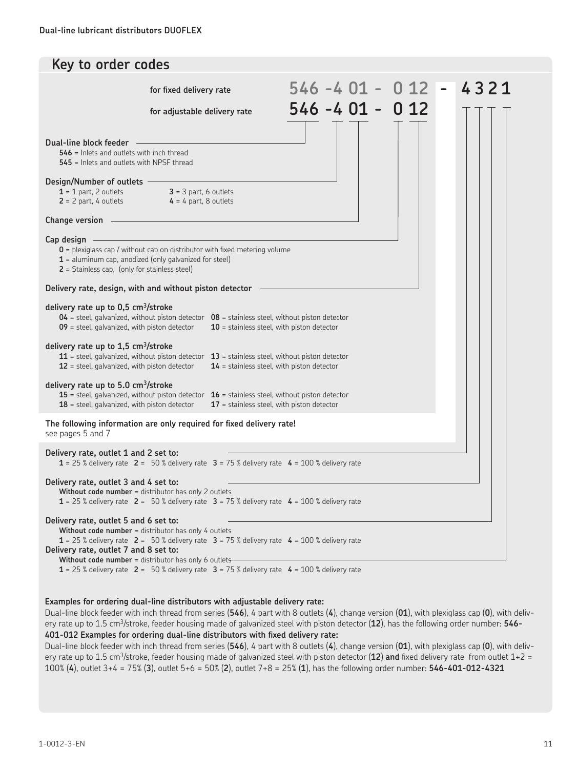## Key to order codes

for fixed delivery rate **546 -4 01 - 0 12 - 4 3 2 1**

for adjustable delivery rate **546 -4 01 - 0 12**

**Dual-line block feeder**
- **546** = Inlets and outlets with inch thread
- **545** = Inlets and outlets with NPSF thread

**Design/Number of outlets**
- **1** = 1 part, 2 outlets
- **2** = 2 part, 4 outlets
- **3** = 3 part, 6 outlets
- **4** = 4 part, 8 outlets

**Change version**

**Cap design**
- **0** = plexiglass cap / without cap on distributor with fixed metering volume
- **1** = aluminum cap, anodized (only galvanized for steel)
- **2** = Stainless cap, (only for stainless steel)

**Delivery rate, design, with and without piston detector**

**delivery rate up to 0,5 cm$^3$/stroke**
- **04** = steel, galvanized, without piston detector
- **09** = steel, galvanized, with piston detector
- **08** = stainless steel, without piston detector
- **10** = stainless steel, with piston detector

**delivery rate up to 1,5 cm$^3$/stroke**
- **11** = steel, galvanized, without piston detector
- **12** = steel, galvanized, with piston detector
- **13** = stainless steel, without piston detector
- **14** = stainless steel, with piston detector

**delivery rate up to 5.0 cm$^3$/stroke**
- **15** = steel, galvanized, without piston detector
- **18** = steel, galvanized, with piston detector
- **16** = stainless steel, without piston detector
- **17** = stainless steel, with piston detector

**The following information are only required for fixed delivery rate!**
see pages 5 and 7

**Delivery rate, outlet 1 and 2 set to:**
**1** = 25 % delivery rate **2** = 50 % delivery rate **3** = 75 % delivery rate **4** = 100 % delivery rate

**Delivery rate, outlet 3 and 4 set to:**
**Without code number** = distributor has only 2 outlets
**1** = 25 % delivery rate **2** = 50 % delivery rate **3** = 75 % delivery rate **4** = 100 % delivery rate

**Delivery rate, outlet 5 and 6 set to:**
**Without code number** = distributor has only 4 outlets
**1** = 25 % delivery rate **2** = 50 % delivery rate **3** = 75 % delivery rate **4** = 100 % delivery rate

**Delivery rate, outlet 7 and 8 set to:**
**Without code number** = distributor has only 6 outlets
**1** = 25 % delivery rate **2** = 50 % delivery rate **3** = 75 % delivery rate **4** = 100 % delivery rate

**Examples for ordering dual-line distributors with adjustable delivery rate:**
Dual-line block feeder with inch thread from series (**546**), 4 part with 8 outlets (**4**), change version (**01**), with plexiglass cap (**0**), with delivery rate up to 1.5 cm$^3$/stroke, feeder housing made of galvanized steel with piston detector (**12**), has the following order number: **546-401-012**

**Examples for ordering dual-line distributors with fixed delivery rate:**
Dual-line block feeder with inch thread from series (**546**), 4 part with 8 outlets (**4**), change version (**01**), with plexiglass cap (**0**), with delivery rate up to 1.5 cm$^3$/stroke, feeder housing made of galvanized steel with piston detector (**12**) **and** fixed delivery rate from outlet 1+2 = 100% (**4**), outlet 3+4 = 75% (**3**), outlet 5+6 = 50% (**2**), outlet 7+8 = 25% (**1**), has the following order number: **546-401-012-4321**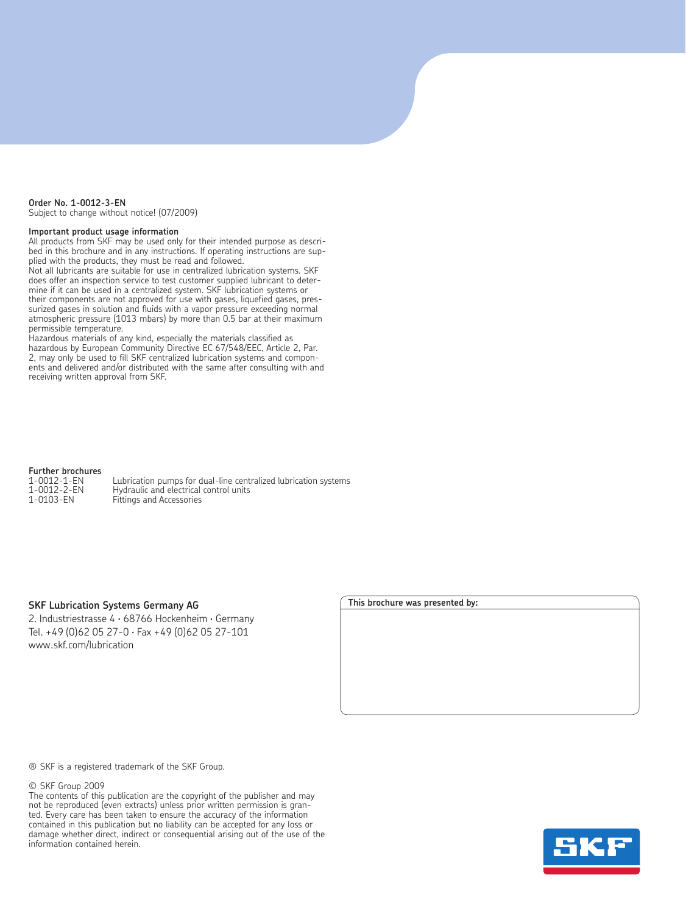**Order No. 1-0012-3-EN**
Subject to change without notice! (07/2009)

**Important product usage information**
All products from SKF may be used only for their intended purpose as described in this brochure and in any instructions. If operating instructions are supplied with the products, they must be read and followed.
Not all lubricants are suitable for use in centralized lubrication systems. SKF does offer an inspection service to test customer supplied lubricant to determine if it can be used in a centralized system. SKF lubrication systems or their components are not approved for use with gases, liquefied gases, pressurized gases in solution and fluids with a vapor pressure exceeding normal atmospheric pressure (1013 mbars) by more than 0.5 bar at their maximum permissible temperature.
Hazardous materials of any kind, especially the materials classified as hazardous by European Community Directive EC 67/548/EEC, Article 2, Par. 2, may only be used to fill SKF centralized lubrication systems and components and delivered and/or distributed with the same after consulting with and receiving written approval from SKF.

**Further brochures**

| | |
|---|---|
| 1-0012-1-EN | Lubrication pumps for dual-line centralized lubrication systems |
| 1-0012-2-EN | Hydraulic and electrical control units |
| 1-0103-EN | Fittings and Accessories |

**SKF Lubrication Systems Germany AG**
2. Industriestrasse 4 · 68766 Hockenheim · Germany
Tel. +49 (0)62 05 27-0 · Fax +49 (0)62 05 27-101
www.skf.com/lubrication

**This brochure was presented by:**

® SKF is a registered trademark of the SKF Group.

© SKF Group 2009
The contents of this publication are the copyright of the publisher and may not be reproduced (even extracts) unless prior written permission is granted. Every care has been taken to ensure the accuracy of the information contained in this publication but no liability can be accepted for any loss or damage whether direct, indirect or consequential arising out of the use of the information contained herein.

SKF